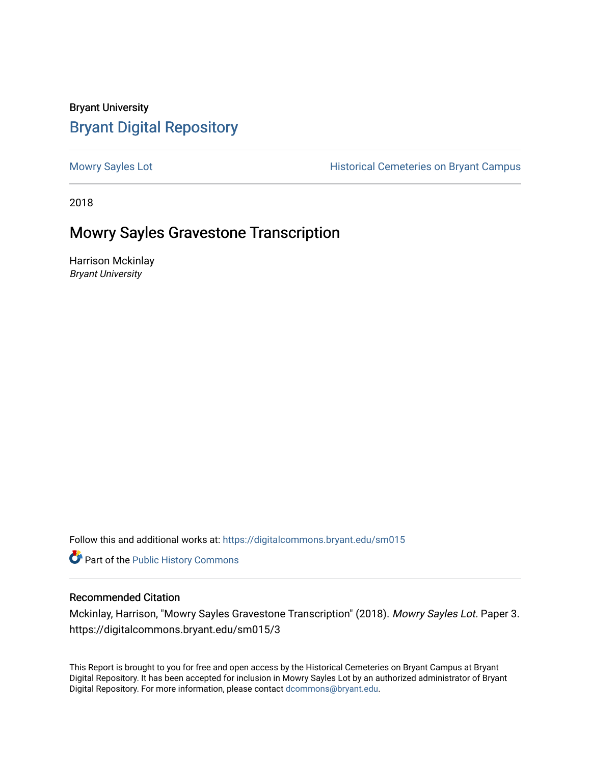Bryant University

# Bryant Digital Repository

Mowry Sayles Lot

Historical Cemeteries on Bryant Campus

2018

## Mowry Sayles Gravestone Transcription

Harrison Mckinlay
*Bryant University*

Follow this and additional works at: https://digitalcommons.bryant.edu/sm015

Part of the Public History Commons

### Recommended Citation

Mckinlay, Harrison, "Mowry Sayles Gravestone Transcription" (2018). *Mowry Sayles Lot.* Paper 3.
https://digitalcommons.bryant.edu/sm015/3

This Report is brought to you for free and open access by the Historical Cemeteries on Bryant Campus at Bryant Digital Repository. It has been accepted for inclusion in Mowry Sayles Lot by an authorized administrator of Bryant Digital Repository. For more information, please contact dcommons@bryant.edu.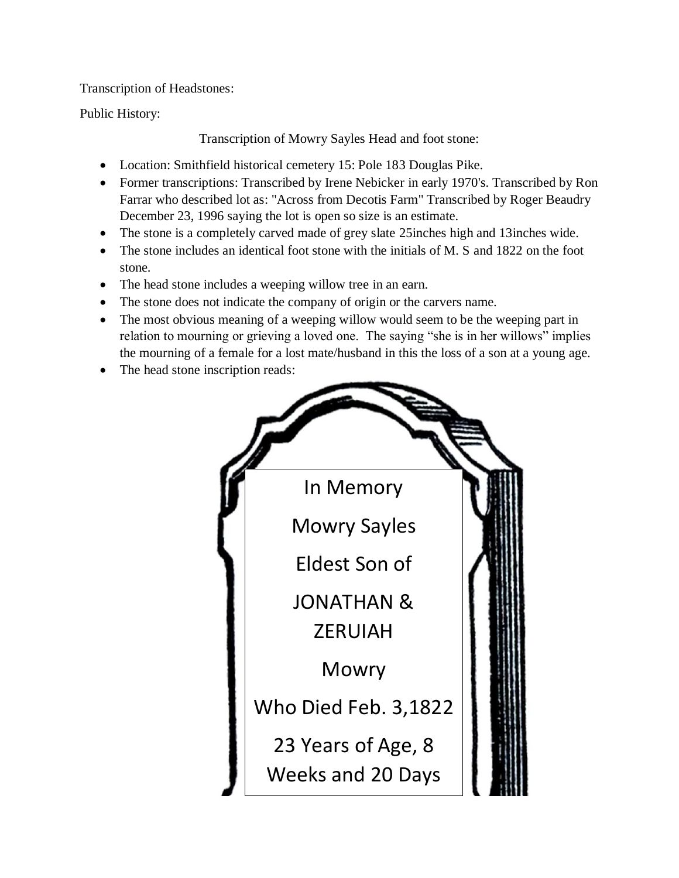Transcription of Headstones:

Public History:

Transcription of Mowry Sayles Head and foot stone:

- Location: Smithfield historical cemetery 15: Pole 183 Douglas Pike.
- Former transcriptions: Transcribed by Irene Nebicker in early 1970's. Transcribed by Ron Farrar who described lot as: "Across from Decotis Farm" Transcribed by Roger Beaudry December 23, 1996 saying the lot is open so size is an estimate.
- The stone is a completely carved made of grey slate 25inches high and 13inches wide.
- The stone includes an identical foot stone with the initials of M. S and 1822 on the foot stone.
- The head stone includes a weeping willow tree in an earn.
- The stone does not indicate the company of origin or the carvers name.
- The most obvious meaning of a weeping willow would seem to be the weeping part in relation to mourning or grieving a loved one. The saying "she is in her willows" implies the mourning of a female for a lost mate/husband in this the loss of a son at a young age.
- The head stone inscription reads:

In Memory

Mowry Sayles

Eldest Son of

JONATHAN & ZERUIAH

Mowry

Who Died Feb. 3,1822

23 Years of Age, 8 Weeks and 20 Days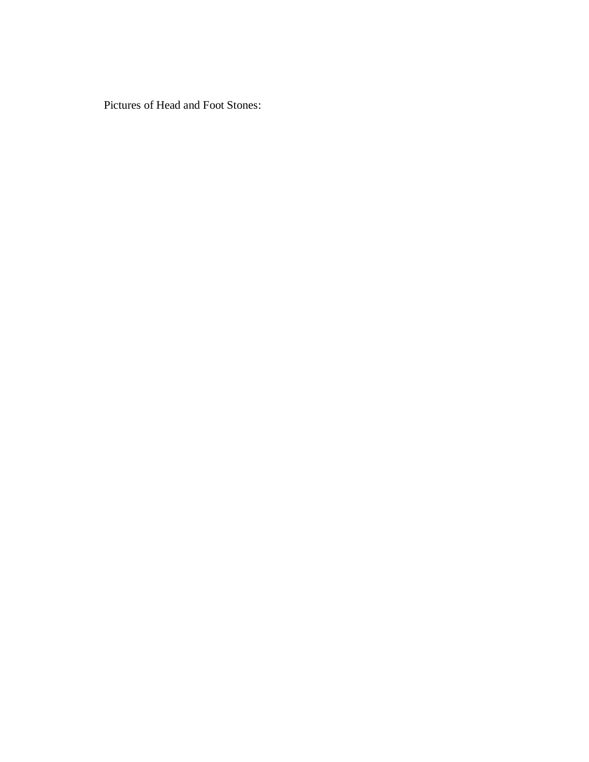Pictures of Head and Foot Stones: